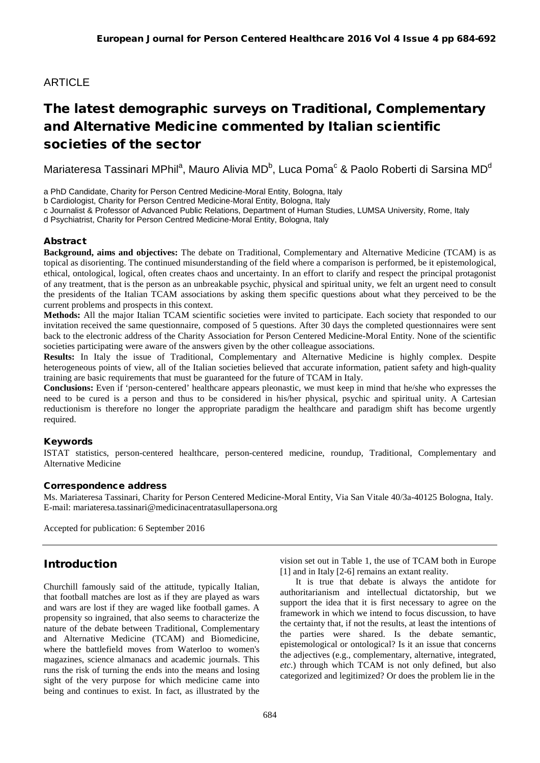ARTICLE

# The latest demographic surveys on Traditional, Complementary and Alternative Medicine commented by Italian scientific societies of the sector

Mariateresa Tassinari MPhil[a], Mauro Alivia MD[b], Luca Poma[c] & Paolo Roberti di Sarsina MD[d]

a PhD Candidate, Charity for Person Centred Medicine-Moral Entity, Bologna, Italy
b Cardiologist, Charity for Person Centred Medicine-Moral Entity, Bologna, Italy
c Journalist & Professor of Advanced Public Relations, Department of Human Studies, LUMSA University, Rome, Italy
d Psychiatrist, Charity for Person Centred Medicine-Moral Entity, Bologna, Italy

### Abstract

**Background, aims and objectives:** The debate on Traditional, Complementary and Alternative Medicine (TCAM) is as topical as disorienting. The continued misunderstanding of the field where a comparison is performed, be it epistemological, ethical, ontological, logical, often creates chaos and uncertainty. In an effort to clarify and respect the principal protagonist of any treatment, that is the person as an unbreakable psychic, physical and spiritual unity, we felt an urgent need to consult the presidents of the Italian TCAM associations by asking them specific questions about what they perceived to be the current problems and prospects in this context.

**Methods:** All the major Italian TCAM scientific societies were invited to participate. Each society that responded to our invitation received the same questionnaire, composed of 5 questions. After 30 days the completed questionnaires were sent back to the electronic address of the Charity Association for Person Centered Medicine-Moral Entity. None of the scientific societies participating were aware of the answers given by the other colleague associations.

**Results:** In Italy the issue of Traditional, Complementary and Alternative Medicine is highly complex. Despite heterogeneous points of view, all of the Italian societies believed that accurate information, patient safety and high-quality training are basic requirements that must be guaranteed for the future of TCAM in Italy.

**Conclusions:** Even if 'person-centered' healthcare appears pleonastic, we must keep in mind that he/she who expresses the need to be cured is a person and thus to be considered in his/her physical, psychic and spiritual unity. A Cartesian reductionism is therefore no longer the appropriate paradigm the healthcare and paradigm shift has become urgently required.

### Keywords

ISTAT statistics, person-centered healthcare, person-centered medicine, roundup, Traditional, Complementary and Alternative Medicine

### Correspondence address

Ms. Mariateresa Tassinari, Charity for Person Centered Medicine-Moral Entity, Via San Vitale 40/3a-40125 Bologna, Italy.
E-mail: mariateresa.tassinari@medicinacentratasullapersona.org

Accepted for publication: 6 September 2016

## Introduction

Churchill famously said of the attitude, typically Italian, that football matches are lost as if they are played as wars and wars are lost if they are waged like football games. A propensity so ingrained, that also seems to characterize the nature of the debate between Traditional, Complementary and Alternative Medicine (TCAM) and Biomedicine, where the battlefield moves from Waterloo to women's magazines, science almanacs and academic journals. This runs the risk of turning the ends into the means and losing sight of the very purpose for which medicine came into being and continues to exist. In fact, as illustrated by the vision set out in Table 1, the use of TCAM both in Europe [1] and in Italy [2-6] remains an extant reality.

It is true that debate is always the antidote for authoritarianism and intellectual dictatorship, but we support the idea that it is first necessary to agree on the framework in which we intend to focus discussion, to have the certainty that, if not the results, at least the intentions of the parties were shared. Is the debate semantic, epistemological or ontological? Is it an issue that concerns the adjectives (e.g., complementary, alternative, integrated, *etc*.) through which TCAM is not only defined, but also categorized and legitimized? Or does the problem lie in the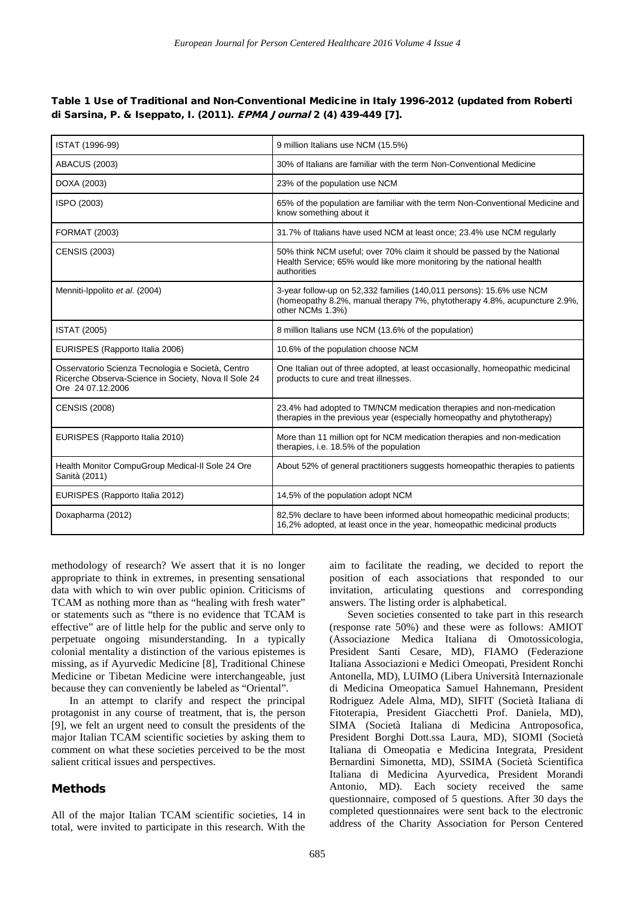**Table 1 Use of Traditional and Non-Conventional Medicine in Italy 1996-2012 (updated from Roberti di Sarsina, P. & Iseppato, I. (2011). *EPMA Journal* 2 (4) 439-449 [7].**

| | |
|---|---|
| ISTAT (1996-99) | 9 million Italians use NCM (15.5%) |
| ABACUS (2003) | 30% of Italians are familiar with the term Non-Conventional Medicine |
| DOXA (2003) | 23% of the population use NCM |
| ISPO (2003) | 65% of the population are familiar with the term Non-Conventional Medicine and know something about it |
| FORMAT (2003) | 31.7% of Italians have used NCM at least once; 23.4% use NCM regularly |
| CENSIS (2003) | 50% think NCM useful; over 70% claim it should be passed by the National Health Service; 65% would like more monitoring by the national health authorities |
| Menniti-Ippolito *et al*. (2004) | 3-year follow-up on 52,332 families (140,011 persons): 15.6% use NCM (homeopathy 8.2%, manual therapy 7%, phytotherapy 4.8%, acupuncture 2.9%, other NCMs 1.3%) |
| ISTAT (2005) | 8 million Italians use NCM (13.6% of the population) |
| EURISPES (Rapporto Italia 2006) | 10.6% of the population choose NCM |
| Osservatorio Scienza Tecnologia e Società, Centro Ricerche Observa-Science in Society, Nova Il Sole 24 Ore 24 07.12.2006 | One Italian out of three adopted, at least occasionally, homeopathic medicinal products to cure and treat illnesses. |
| CENSIS (2008) | 23.4% had adopted to TM/NCM medication therapies and non-medication therapies in the previous year (especially homeopathy and phytotherapy) |
| EURISPES (Rapporto Italia 2010) | More than 11 million opt for NCM medication therapies and non-medication therapies, i.e. 18.5% of the population |
| Health Monitor CompuGroup Medical-Il Sole 24 Ore Sanità (2011) | About 52% of general practitioners suggests homeopathic therapies to patients |
| EURISPES (Rapporto Italia 2012) | 14,5% of the population adopt NCM |
| Doxapharma (2012) | 82,5% declare to have been informed about homeopathic medicinal products; 16,2% adopted, at least once in the year, homeopathic medicinal products |

methodology of research? We assert that it is no longer appropriate to think in extremes, in presenting sensational data with which to win over public opinion. Criticisms of TCAM as nothing more than as "healing with fresh water" or statements such as "there is no evidence that TCAM is effective" are of little help for the public and serve only to perpetuate ongoing misunderstanding. In a typically colonial mentality a distinction of the various epistemes is missing, as if Ayurvedic Medicine [8], Traditional Chinese Medicine or Tibetan Medicine were interchangeable, just because they can conveniently be labeled as "Oriental".

In an attempt to clarify and respect the principal protagonist in any course of treatment, that is, the person [9], we felt an urgent need to consult the presidents of the major Italian TCAM scientific societies by asking them to comment on what these societies perceived to be the most salient critical issues and perspectives.

## Methods

All of the major Italian TCAM scientific societies, 14 in total, were invited to participate in this research. With the aim to facilitate the reading, we decided to report the position of each associations that responded to our invitation, articulating questions and corresponding answers. The listing order is alphabetical.

Seven societies consented to take part in this research (response rate 50%) and these were as follows: AMIOT (Associazione Medica Italiana di Omotossicologia, President Santi Cesare, MD), FIAMO (Federazione Italiana Associazioni e Medici Omeopati, President Ronchi Antonella, MD), LUIMO (Libera Università Internazionale di Medicina Omeopatica Samuel Hahnemann, President Rodriguez Adele Alma, MD), SIFIT (Società Italiana di Fitoterapia, President Giacchetti Prof. Daniela, MD), SIMA (Società Italiana di Medicina Antroposofica, President Borghi Dott.ssa Laura, MD), SIOMI (Società Italiana di Omeopatia e Medicina Integrata, President Bernardini Simonetta, MD), SSIMA (Società Scientifica Italiana di Medicina Ayurvedica, President Morandi Antonio, MD). Each society received the same questionnaire, composed of 5 questions. After 30 days the completed questionnaires were sent back to the electronic address of the Charity Association for Person Centered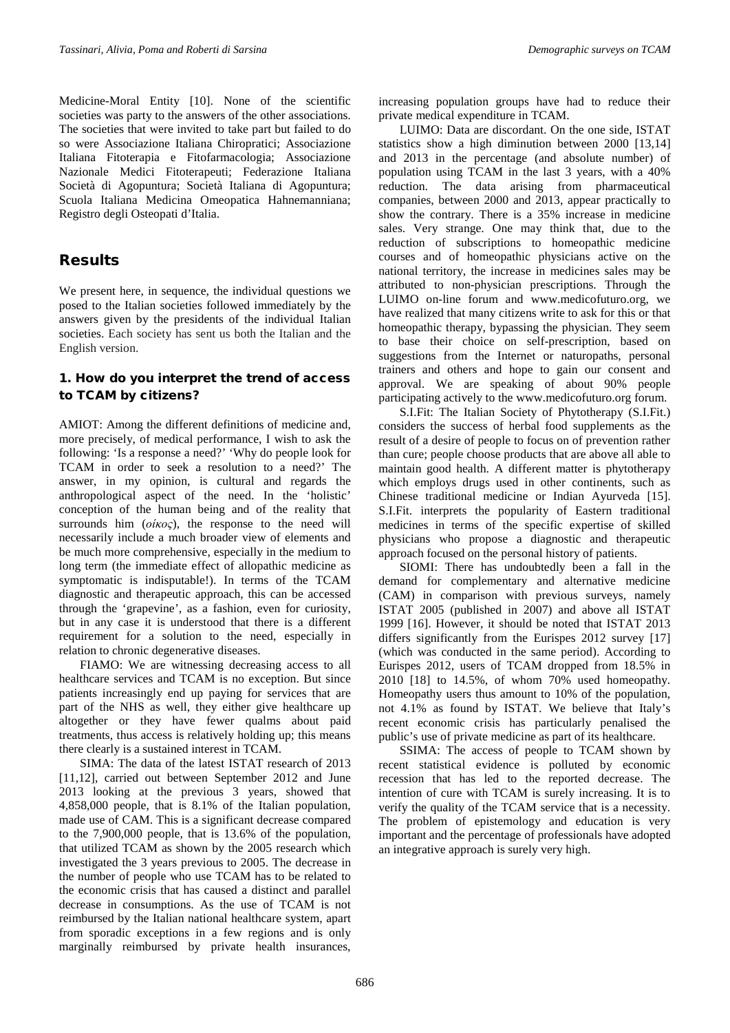Medicine-Moral Entity [10]. None of the scientific societies was party to the answers of the other associations. The societies that were invited to take part but failed to do so were Associazione Italiana Chiropratici; Associazione Italiana Fitoterapia e Fitofarmacologia; Associazione Nazionale Medici Fitoterapeuti; Federazione Italiana Società di Agopuntura; Società Italiana di Agopuntura; Scuola Italiana Medicina Omeopatica Hahnemanniana; Registro degli Osteopati d'Italia.

## Results

We present here, in sequence, the individual questions we posed to the Italian societies followed immediately by the answers given by the presidents of the individual Italian societies. Each society has sent us both the Italian and the English version.

### 1. How do you interpret the trend of access to TCAM by citizens?

AMIOT: Among the different definitions of medicine and, more precisely, of medical performance, I wish to ask the following: 'Is a response a need?' 'Why do people look for TCAM in order to seek a resolution to a need?' The answer, in my opinion, is cultural and regards the anthropological aspect of the need. In the 'holistic' conception of the human being and of the reality that surrounds him (*οίκος*), the response to the need will necessarily include a much broader view of elements and be much more comprehensive, especially in the medium to long term (the immediate effect of allopathic medicine as symptomatic is indisputable!). In terms of the TCAM diagnostic and therapeutic approach, this can be accessed through the 'grapevine', as a fashion, even for curiosity, but in any case it is understood that there is a different requirement for a solution to the need, especially in relation to chronic degenerative diseases.

FIAMO: We are witnessing decreasing access to all healthcare services and TCAM is no exception. But since patients increasingly end up paying for services that are part of the NHS as well, they either give healthcare up altogether or they have fewer qualms about paid treatments, thus access is relatively holding up; this means there clearly is a sustained interest in TCAM.

SIMA: The data of the latest ISTAT research of 2013 [11,12], carried out between September 2012 and June 2013 looking at the previous 3 years, showed that 4,858,000 people, that is 8.1% of the Italian population, made use of CAM. This is a significant decrease compared to the 7,900,000 people, that is 13.6% of the population, that utilized TCAM as shown by the 2005 research which investigated the 3 years previous to 2005. The decrease in the number of people who use TCAM has to be related to the economic crisis that has caused a distinct and parallel decrease in consumptions. As the use of TCAM is not reimbursed by the Italian national healthcare system, apart from sporadic exceptions in a few regions and is only marginally reimbursed by private health insurances, increasing population groups have had to reduce their private medical expenditure in TCAM.

LUIMO: Data are discordant. On the one side, ISTAT statistics show a high diminution between 2000 [13,14] and 2013 in the percentage (and absolute number) of population using TCAM in the last 3 years, with a 40% reduction. The data arising from pharmaceutical companies, between 2000 and 2013, appear practically to show the contrary. There is a 35% increase in medicine sales. Very strange. One may think that, due to the reduction of subscriptions to homeopathic medicine courses and of homeopathic physicians active on the national territory, the increase in medicines sales may be attributed to non-physician prescriptions. Through the LUIMO on-line forum and www.medicofuturo.org, we have realized that many citizens write to ask for this or that homeopathic therapy, bypassing the physician. They seem to base their choice on self-prescription, based on suggestions from the Internet or naturopaths, personal trainers and others and hope to gain our consent and approval. We are speaking of about 90% people participating actively to the www.medicofuturo.org forum.

S.I.Fit: The Italian Society of Phytotherapy (S.I.Fit.) considers the success of herbal food supplements as the result of a desire of people to focus on of prevention rather than cure; people choose products that are above all able to maintain good health. A different matter is phytotherapy which employs drugs used in other continents, such as Chinese traditional medicine or Indian Ayurveda [15]. S.I.Fit. interprets the popularity of Eastern traditional medicines in terms of the specific expertise of skilled physicians who propose a diagnostic and therapeutic approach focused on the personal history of patients.

SIOMI: There has undoubtedly been a fall in the demand for complementary and alternative medicine (CAM) in comparison with previous surveys, namely ISTAT 2005 (published in 2007) and above all ISTAT 1999 [16]. However, it should be noted that ISTAT 2013 differs significantly from the Eurispes 2012 survey [17] (which was conducted in the same period). According to Eurispes 2012, users of TCAM dropped from 18.5% in 2010 [18] to 14.5%, of whom 70% used homeopathy. Homeopathy users thus amount to 10% of the population, not 4.1% as found by ISTAT. We believe that Italy's recent economic crisis has particularly penalised the public's use of private medicine as part of its healthcare.

SSIMA: The access of people to TCAM shown by recent statistical evidence is polluted by economic recession that has led to the reported decrease. The intention of cure with TCAM is surely increasing. It is to verify the quality of the TCAM service that is a necessity. The problem of epistemology and education is very important and the percentage of professionals have adopted an integrative approach is surely very high.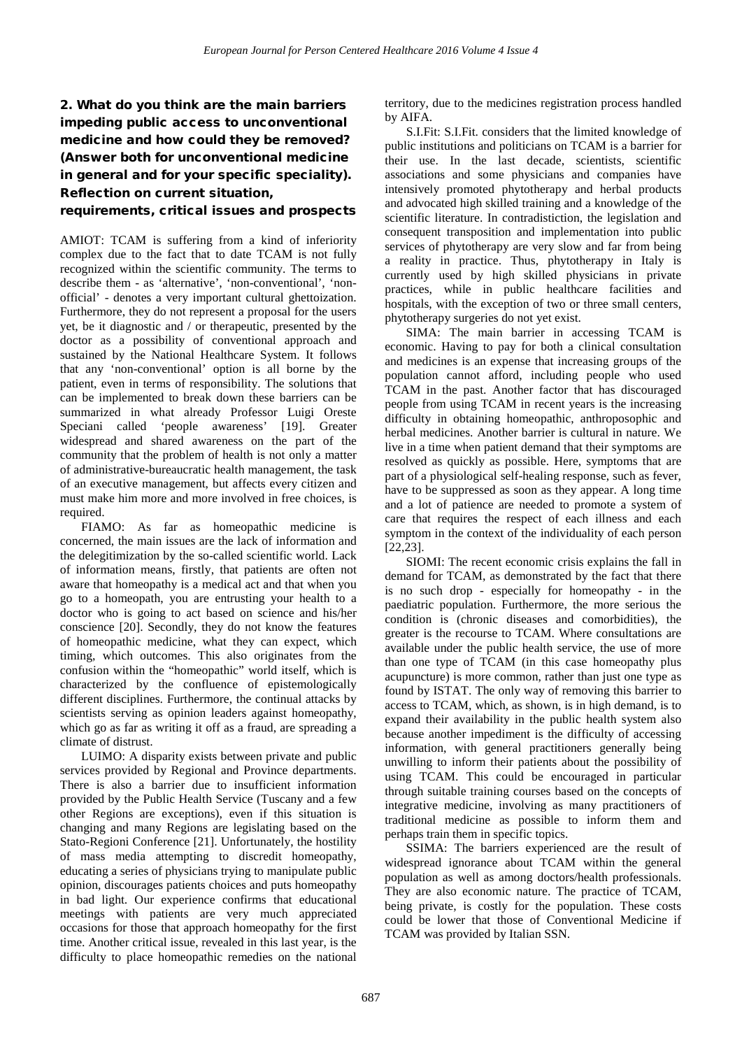## 2. What do you think are the main barriers impeding public access to unconventional medicine and how could they be removed? (Answer both for unconventional medicine in general and for your specific speciality). Reflection on current situation, requirements, critical issues and prospects

AMIOT: TCAM is suffering from a kind of inferiority complex due to the fact that to date TCAM is not fully recognized within the scientific community. The terms to describe them - as 'alternative', 'non-conventional', 'non-official' - denotes a very important cultural ghettoization. Furthermore, they do not represent a proposal for the users yet, be it diagnostic and / or therapeutic, presented by the doctor as a possibility of conventional approach and sustained by the National Healthcare System. It follows that any 'non-conventional' option is all borne by the patient, even in terms of responsibility. The solutions that can be implemented to break down these barriers can be summarized in what already Professor Luigi Oreste Speciani called 'people awareness' [19]. Greater widespread and shared awareness on the part of the community that the problem of health is not only a matter of administrative-bureaucratic health management, the task of an executive management, but affects every citizen and must make him more and more involved in free choices, is required.

FIAMO: As far as homeopathic medicine is concerned, the main issues are the lack of information and the delegitimization by the so-called scientific world. Lack of information means, firstly, that patients are often not aware that homeopathy is a medical act and that when you go to a homeopath, you are entrusting your health to a doctor who is going to act based on science and his/her conscience [20]. Secondly, they do not know the features of homeopathic medicine, what they can expect, which timing, which outcomes. This also originates from the confusion within the "homeopathic" world itself, which is characterized by the confluence of epistemologically different disciplines. Furthermore, the continual attacks by scientists serving as opinion leaders against homeopathy, which go as far as writing it off as a fraud, are spreading a climate of distrust.

LUIMO: A disparity exists between private and public services provided by Regional and Province departments. There is also a barrier due to insufficient information provided by the Public Health Service (Tuscany and a few other Regions are exceptions), even if this situation is changing and many Regions are legislating based on the Stato-Regioni Conference [21]. Unfortunately, the hostility of mass media attempting to discredit homeopathy, educating a series of physicians trying to manipulate public opinion, discourages patients choices and puts homeopathy in bad light. Our experience confirms that educational meetings with patients are very much appreciated occasions for those that approach homeopathy for the first time. Another critical issue, revealed in this last year, is the difficulty to place homeopathic remedies on the national territory, due to the medicines registration process handled by AIFA.

S.I.Fit: S.I.Fit. considers that the limited knowledge of public institutions and politicians on TCAM is a barrier for their use. In the last decade, scientists, scientific associations and some physicians and companies have intensively promoted phytotherapy and herbal products and advocated high skilled training and a knowledge of the scientific literature. In contradistiction, the legislation and consequent transposition and implementation into public services of phytotherapy are very slow and far from being a reality in practice. Thus, phytotherapy in Italy is currently used by high skilled physicians in private practices, while in public healthcare facilities and hospitals, with the exception of two or three small centers, phytotherapy surgeries do not yet exist.

SIMA: The main barrier in accessing TCAM is economic. Having to pay for both a clinical consultation and medicines is an expense that increasing groups of the population cannot afford, including people who used TCAM in the past. Another factor that has discouraged people from using TCAM in recent years is the increasing difficulty in obtaining homeopathic, anthroposophic and herbal medicines. Another barrier is cultural in nature. We live in a time when patient demand that their symptoms are resolved as quickly as possible. Here, symptoms that are part of a physiological self-healing response, such as fever, have to be suppressed as soon as they appear. A long time and a lot of patience are needed to promote a system of care that requires the respect of each illness and each symptom in the context of the individuality of each person [22,23].

SIOMI: The recent economic crisis explains the fall in demand for TCAM, as demonstrated by the fact that there is no such drop - especially for homeopathy - in the paediatric population. Furthermore, the more serious the condition is (chronic diseases and comorbidities), the greater is the recourse to TCAM. Where consultations are available under the public health service, the use of more than one type of TCAM (in this case homeopathy plus acupuncture) is more common, rather than just one type as found by ISTAT. The only way of removing this barrier to access to TCAM, which, as shown, is in high demand, is to expand their availability in the public health system also because another impediment is the difficulty of accessing information, with general practitioners generally being unwilling to inform their patients about the possibility of using TCAM. This could be encouraged in particular through suitable training courses based on the concepts of integrative medicine, involving as many practitioners of traditional medicine as possible to inform them and perhaps train them in specific topics.

SSIMA: The barriers experienced are the result of widespread ignorance about TCAM within the general population as well as among doctors/health professionals. They are also economic nature. The practice of TCAM, being private, is costly for the population. These costs could be lower that those of Conventional Medicine if TCAM was provided by Italian SSN.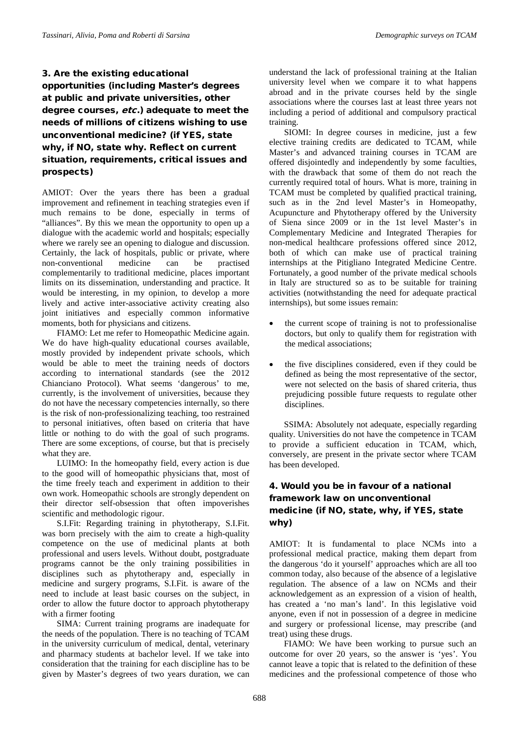### 3. Are the existing educational opportunities (including Master's degrees at public and private universities, other degree courses, *etc.*) adequate to meet the needs of millions of citizens wishing to use unconventional medicine? (if YES, state why, if NO, state why. Reflect on current situation, requirements, critical issues and prospects)

AMIOT: Over the years there has been a gradual improvement and refinement in teaching strategies even if much remains to be done, especially in terms of "alliances". By this we mean the opportunity to open up a dialogue with the academic world and hospitals; especially where we rarely see an opening to dialogue and discussion. Certainly, the lack of hospitals, public or private, where non-conventional medicine can be practised complementarily to traditional medicine, places important limits on its dissemination, understanding and practice. It would be interesting, in my opinion, to develop a more lively and active inter-associative activity creating also joint initiatives and especially common informative moments, both for physicians and citizens.

FIAMO: Let me refer to Homeopathic Medicine again. We do have high-quality educational courses available, mostly provided by independent private schools, which would be able to meet the training needs of doctors according to international standards (see the 2012 Chianciano Protocol). What seems 'dangerous' to me, currently, is the involvement of universities, because they do not have the necessary competencies internally, so there is the risk of non-professionalizing teaching, too restrained to personal initiatives, often based on criteria that have little or nothing to do with the goal of such programs. There are some exceptions, of course, but that is precisely what they are.

LUIMO: In the homeopathy field, every action is due to the good will of homeopathic physicians that, most of the time freely teach and experiment in addition to their own work. Homeopathic schools are strongly dependent on their director self-obsession that often impoverishes scientific and methodologic rigour.

S.I.Fit: Regarding training in phytotherapy, S.I.Fit. was born precisely with the aim to create a high-quality competence on the use of medicinal plants at both professional and users levels. Without doubt, postgraduate programs cannot be the only training possibilities in disciplines such as phytotherapy and, especially in medicine and surgery programs, S.I.Fit. is aware of the need to include at least basic courses on the subject, in order to allow the future doctor to approach phytotherapy with a firmer footing

SIMA: Current training programs are inadequate for the needs of the population. There is no teaching of TCAM in the university curriculum of medical, dental, veterinary and pharmacy students at bachelor level. If we take into consideration that the training for each discipline has to be given by Master's degrees of two years duration, we can understand the lack of professional training at the Italian university level when we compare it to what happens abroad and in the private courses held by the single associations where the courses last at least three years not including a period of additional and compulsory practical training.

SIOMI: In degree courses in medicine, just a few elective training credits are dedicated to TCAM, while Master's and advanced training courses in TCAM are offered disjointedly and independently by some faculties, with the drawback that some of them do not reach the currently required total of hours. What is more, training in TCAM must be completed by qualified practical training, such as in the 2nd level Master's in Homeopathy, Acupuncture and Phytotherapy offered by the University of Siena since 2009 or in the 1st level Master's in Complementary Medicine and Integrated Therapies for non-medical healthcare professions offered since 2012, both of which can make use of practical training internships at the Pitigliano Integrated Medicine Centre. Fortunately, a good number of the private medical schools in Italy are structured so as to be suitable for training activities (notwithstanding the need for adequate practical internships), but some issues remain:

- the current scope of training is not to professionalise doctors, but only to qualify them for registration with the medical associations;
- the five disciplines considered, even if they could be defined as being the most representative of the sector, were not selected on the basis of shared criteria, thus prejudicing possible future requests to regulate other disciplines.

SSIMA: Absolutely not adequate, especially regarding quality. Universities do not have the competence in TCAM to provide a sufficient education in TCAM, which, conversely, are present in the private sector where TCAM has been developed.

### 4. Would you be in favour of a national framework law on unconventional medicine (if NO, state, why, if YES, state why)

AMIOT: It is fundamental to place NCMs into a professional medical practice, making them depart from the dangerous 'do it yourself' approaches which are all too common today, also because of the absence of a legislative regulation. The absence of a law on NCMs and their acknowledgement as an expression of a vision of health, has created a 'no man's land'. In this legislative void anyone, even if not in possession of a degree in medicine and surgery or professional license, may prescribe (and treat) using these drugs.

FIAMO: We have been working to pursue such an outcome for over 20 years, so the answer is 'yes'. You cannot leave a topic that is related to the definition of these medicines and the professional competence of those who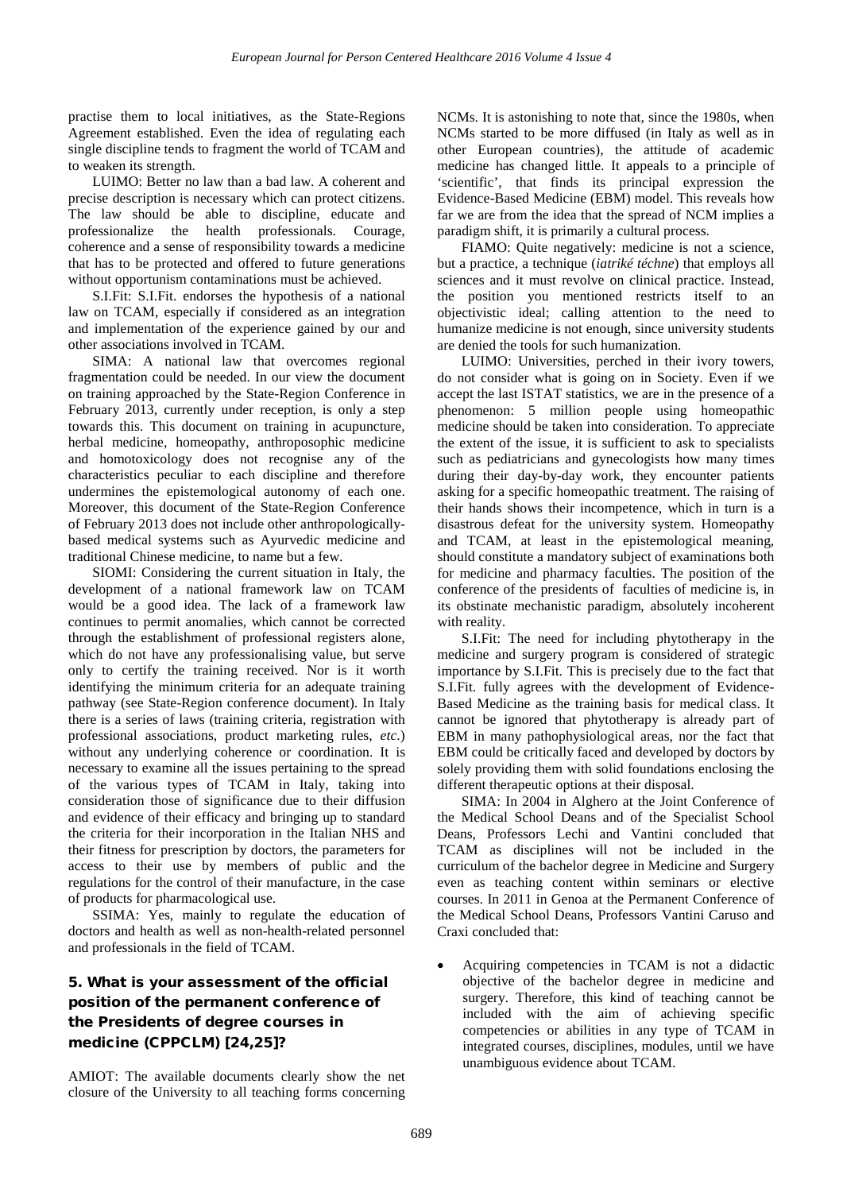practise them to local initiatives, as the State-Regions Agreement established. Even the idea of regulating each single discipline tends to fragment the world of TCAM and to weaken its strength.

LUIMO: Better no law than a bad law. A coherent and precise description is necessary which can protect citizens. The law should be able to discipline, educate and professionalize the health professionals. Courage, coherence and a sense of responsibility towards a medicine that has to be protected and offered to future generations without opportunism contaminations must be achieved.

S.I.Fit: S.I.Fit. endorses the hypothesis of a national law on TCAM, especially if considered as an integration and implementation of the experience gained by our and other associations involved in TCAM.

SIMA: A national law that overcomes regional fragmentation could be needed. In our view the document on training approached by the State-Region Conference in February 2013, currently under reception, is only a step towards this. This document on training in acupuncture, herbal medicine, homeopathy, anthroposophic medicine and homotoxicology does not recognise any of the characteristics peculiar to each discipline and therefore undermines the epistemological autonomy of each one. Moreover, this document of the State-Region Conference of February 2013 does not include other anthropologically-based medical systems such as Ayurvedic medicine and traditional Chinese medicine, to name but a few.

SIOMI: Considering the current situation in Italy, the development of a national framework law on TCAM would be a good idea. The lack of a framework law continues to permit anomalies, which cannot be corrected through the establishment of professional registers alone, which do not have any professionalising value, but serve only to certify the training received. Nor is it worth identifying the minimum criteria for an adequate training pathway (see State-Region conference document). In Italy there is a series of laws (training criteria, registration with professional associations, product marketing rules, *etc*.) without any underlying coherence or coordination. It is necessary to examine all the issues pertaining to the spread of the various types of TCAM in Italy, taking into consideration those of significance due to their diffusion and evidence of their efficacy and bringing up to standard the criteria for their incorporation in the Italian NHS and their fitness for prescription by doctors, the parameters for access to their use by members of public and the regulations for the control of their manufacture, in the case of products for pharmacological use.

SSIMA: Yes, mainly to regulate the education of doctors and health as well as non-health-related personnel and professionals in the field of TCAM.

### 5. What is your assessment of the official position of the permanent conference of the Presidents of degree courses in medicine (CPPCLM) [24,25]?

AMIOT: The available documents clearly show the net closure of the University to all teaching forms concerning NCMs. It is astonishing to note that, since the 1980s, when NCMs started to be more diffused (in Italy as well as in other European countries), the attitude of academic medicine has changed little. It appeals to a principle of 'scientific', that finds its principal expression the Evidence-Based Medicine (EBM) model. This reveals how far we are from the idea that the spread of NCM implies a paradigm shift, it is primarily a cultural process.

FIAMO: Quite negatively: medicine is not a science, but a practice, a technique (*iatriké téchne*) that employs all sciences and it must revolve on clinical practice. Instead, the position you mentioned restricts itself to an objectivistic ideal; calling attention to the need to humanize medicine is not enough, since university students are denied the tools for such humanization.

LUIMO: Universities, perched in their ivory towers, do not consider what is going on in Society. Even if we accept the last ISTAT statistics, we are in the presence of a phenomenon: 5 million people using homeopathic medicine should be taken into consideration. To appreciate the extent of the issue, it is sufficient to ask to specialists such as pediatricians and gynecologists how many times during their day-by-day work, they encounter patients asking for a specific homeopathic treatment. The raising of their hands shows their incompetence, which in turn is a disastrous defeat for the university system. Homeopathy and TCAM, at least in the epistemological meaning, should constitute a mandatory subject of examinations both for medicine and pharmacy faculties. The position of the conference of the presidents of faculties of medicine is, in its obstinate mechanistic paradigm, absolutely incoherent with reality.

S.I.Fit: The need for including phytotherapy in the medicine and surgery program is considered of strategic importance by S.I.Fit. This is precisely due to the fact that S.I.Fit. fully agrees with the development of Evidence-Based Medicine as the training basis for medical class. It cannot be ignored that phytotherapy is already part of EBM in many pathophysiological areas, nor the fact that EBM could be critically faced and developed by doctors by solely providing them with solid foundations enclosing the different therapeutic options at their disposal.

SIMA: In 2004 in Alghero at the Joint Conference of the Medical School Deans and of the Specialist School Deans, Professors Lechi and Vantini concluded that TCAM as disciplines will not be included in the curriculum of the bachelor degree in Medicine and Surgery even as teaching content within seminars or elective courses. In 2011 in Genoa at the Permanent Conference of the Medical School Deans, Professors Vantini Caruso and Craxi concluded that:

- Acquiring competencies in TCAM is not a didactic objective of the bachelor degree in medicine and surgery. Therefore, this kind of teaching cannot be included with the aim of achieving specific competencies or abilities in any type of TCAM in integrated courses, disciplines, modules, until we have unambiguous evidence about TCAM.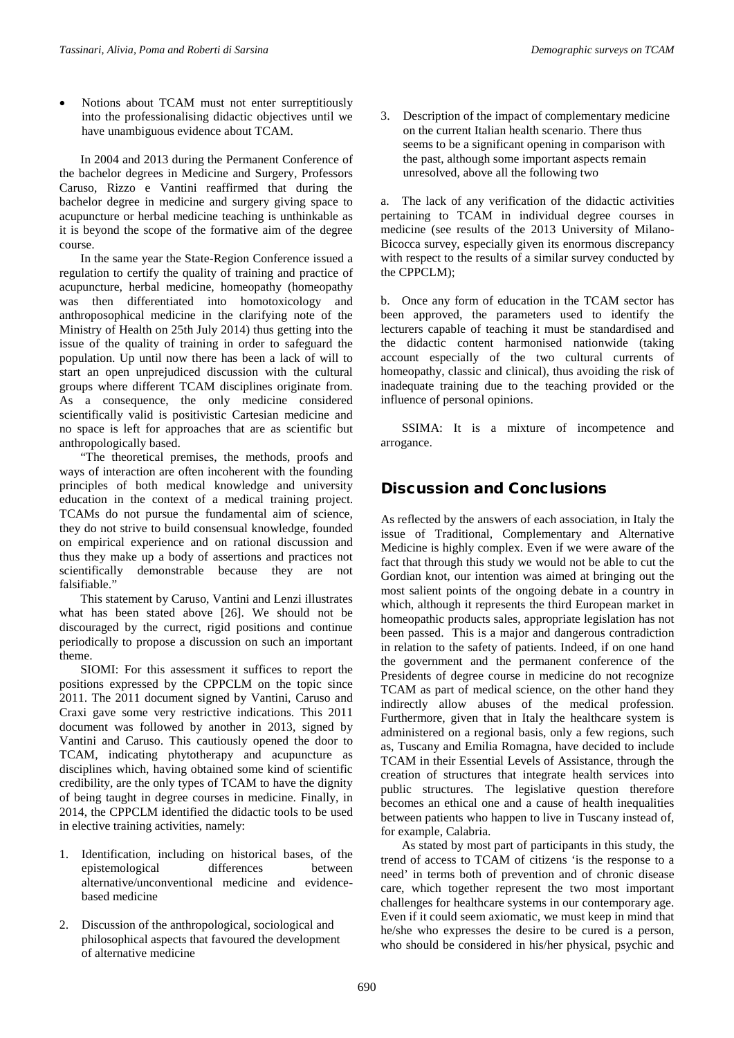- Notions about TCAM must not enter surreptitiously into the professionalising didactic objectives until we have unambiguous evidence about TCAM.

In 2004 and 2013 during the Permanent Conference of the bachelor degrees in Medicine and Surgery, Professors Caruso, Rizzo e Vantini reaffirmed that during the bachelor degree in medicine and surgery giving space to acupuncture or herbal medicine teaching is unthinkable as it is beyond the scope of the formative aim of the degree course.

In the same year the State-Region Conference issued a regulation to certify the quality of training and practice of acupuncture, herbal medicine, homeopathy (homeopathy was then differentiated into homotoxicology and anthroposophical medicine in the clarifying note of the Ministry of Health on 25th July 2014) thus getting into the issue of the quality of training in order to safeguard the population. Up until now there has been a lack of will to start an open unprejudiced discussion with the cultural groups where different TCAM disciplines originate from. As a consequence, the only medicine considered scientifically valid is positivistic Cartesian medicine and no space is left for approaches that are as scientific but anthropologically based.

"The theoretical premises, the methods, proofs and ways of interaction are often incoherent with the founding principles of both medical knowledge and university education in the context of a medical training project. TCAMs do not pursue the fundamental aim of science, they do not strive to build consensual knowledge, founded on empirical experience and on rational discussion and thus they make up a body of assertions and practices not scientifically demonstrable because they are not falsifiable."

This statement by Caruso, Vantini and Lenzi illustrates what has been stated above [26]. We should not be discouraged by the currect, rigid positions and continue periodically to propose a discussion on such an important theme.

SIOMI: For this assessment it suffices to report the positions expressed by the CPPCLM on the topic since 2011. The 2011 document signed by Vantini, Caruso and Craxi gave some very restrictive indications. This 2011 document was followed by another in 2013, signed by Vantini and Caruso. This cautiously opened the door to TCAM, indicating phytotherapy and acupuncture as disciplines which, having obtained some kind of scientific credibility, are the only types of TCAM to have the dignity of being taught in degree courses in medicine. Finally, in 2014, the CPPCLM identified the didactic tools to be used in elective training activities, namely:

1. Identification, including on historical bases, of the epistemological differences between alternative/unconventional medicine and evidence-based medicine
2. Discussion of the anthropological, sociological and philosophical aspects that favoured the development of alternative medicine
3. Description of the impact of complementary medicine on the current Italian health scenario. There thus seems to be a significant opening in comparison with the past, although some important aspects remain unresolved, above all the following two

a. The lack of any verification of the didactic activities pertaining to TCAM in individual degree courses in medicine (see results of the 2013 University of Milano-Bicocca survey, especially given its enormous discrepancy with respect to the results of a similar survey conducted by the CPPCLM);

b. Once any form of education in the TCAM sector has been approved, the parameters used to identify the lecturers capable of teaching it must be standardised and the didactic content harmonised nationwide (taking account especially of the two cultural currents of homeopathy, classic and clinical), thus avoiding the risk of inadequate training due to the teaching provided or the influence of personal opinions.

SSIMA: It is a mixture of incompetence and arrogance.

## Discussion and Conclusions

As reflected by the answers of each association, in Italy the issue of Traditional, Complementary and Alternative Medicine is highly complex. Even if we were aware of the fact that through this study we would not be able to cut the Gordian knot, our intention was aimed at bringing out the most salient points of the ongoing debate in a country in which, although it represents the third European market in homeopathic products sales, appropriate legislation has not been passed. This is a major and dangerous contradiction in relation to the safety of patients. Indeed, if on one hand the government and the permanent conference of the Presidents of degree course in medicine do not recognize TCAM as part of medical science, on the other hand they indirectly allow abuses of the medical profession. Furthermore, given that in Italy the healthcare system is administered on a regional basis, only a few regions, such as, Tuscany and Emilia Romagna, have decided to include TCAM in their Essential Levels of Assistance, through the creation of structures that integrate health services into public structures. The legislative question therefore becomes an ethical one and a cause of health inequalities between patients who happen to live in Tuscany instead of, for example, Calabria.

As stated by most part of participants in this study, the trend of access to TCAM of citizens 'is the response to a need' in terms both of prevention and of chronic disease care, which together represent the two most important challenges for healthcare systems in our contemporary age. Even if it could seem axiomatic, we must keep in mind that he/she who expresses the desire to be cured is a person, who should be considered in his/her physical, psychic and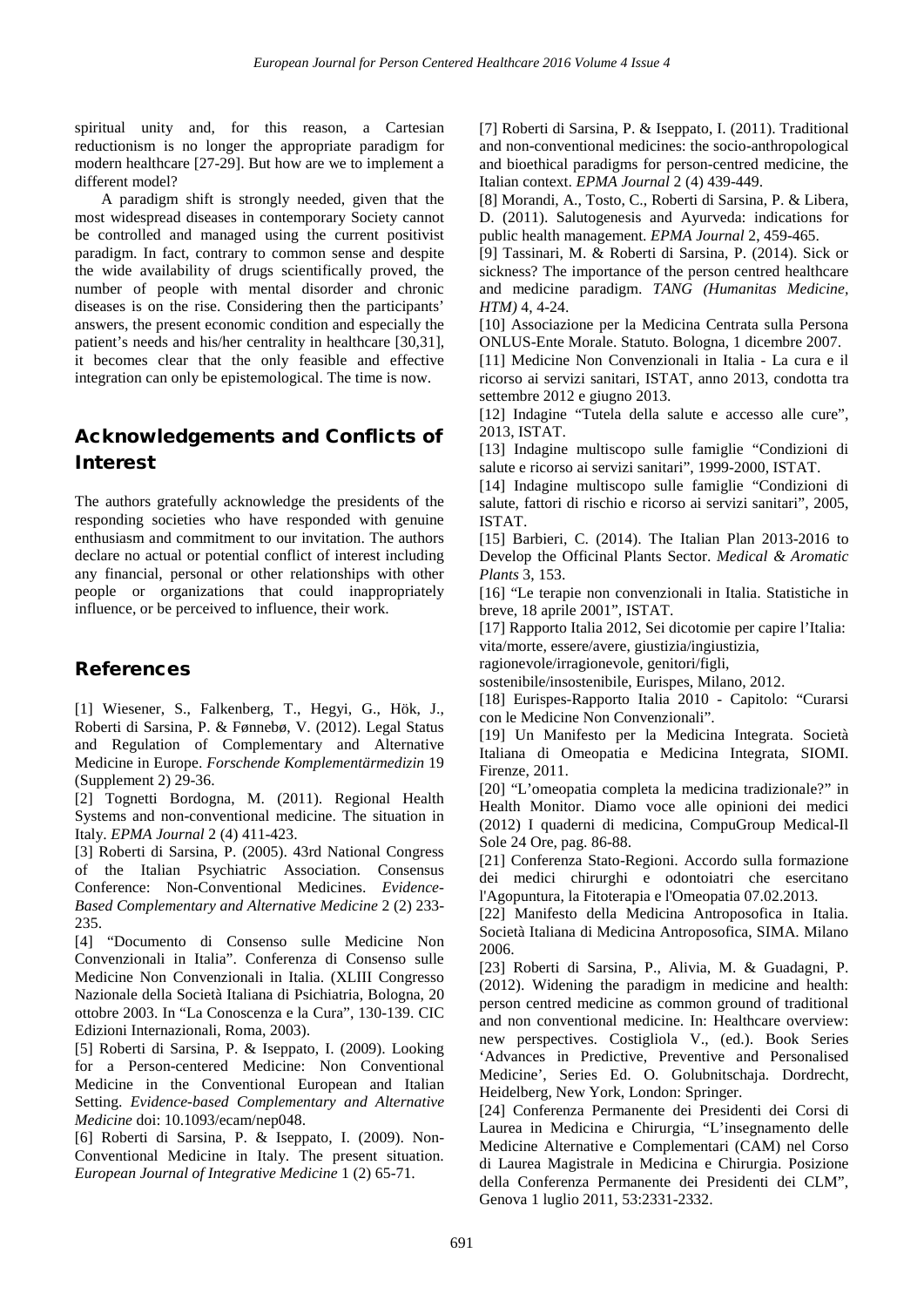spiritual unity and, for this reason, a Cartesian reductionism is no longer the appropriate paradigm for modern healthcare [27-29]. But how are we to implement a different model?

A paradigm shift is strongly needed, given that the most widespread diseases in contemporary Society cannot be controlled and managed using the current positivist paradigm. In fact, contrary to common sense and despite the wide availability of drugs scientifically proved, the number of people with mental disorder and chronic diseases is on the rise. Considering then the participants' answers, the present economic condition and especially the patient's needs and his/her centrality in healthcare [30,31], it becomes clear that the only feasible and effective integration can only be epistemological. The time is now.

## Acknowledgements and Conflicts of Interest

The authors gratefully acknowledge the presidents of the responding societies who have responded with genuine enthusiasm and commitment to our invitation. The authors declare no actual or potential conflict of interest including any financial, personal or other relationships with other people or organizations that could inappropriately influence, or be perceived to influence, their work.

## References

[1] Wiesener, S., Falkenberg, T., Hegyi, G., Hök, J., Roberti di Sarsina, P. & Fønnebø, V. (2012). Legal Status and Regulation of Complementary and Alternative Medicine in Europe. *Forschende Komplementärmedizin* 19 (Supplement 2) 29-36.

[2] Tognetti Bordogna, M. (2011). Regional Health Systems and non-conventional medicine. The situation in Italy. *EPMA Journal* 2 (4) 411-423.

[3] Roberti di Sarsina, P. (2005). 43rd National Congress of the Italian Psychiatric Association. Consensus Conference: Non-Conventional Medicines. *Evidence-Based Complementary and Alternative Medicine* 2 (2) 233-235.

[4] "Documento di Consenso sulle Medicine Non Convenzionali in Italia". Conferenza di Consenso sulle Medicine Non Convenzionali in Italia. (XLIII Congresso Nazionale della Società Italiana di Psichiatria, Bologna, 20 ottobre 2003. In "La Conoscenza e la Cura", 130-139. CIC Edizioni Internazionali, Roma, 2003).

[5] Roberti di Sarsina, P. & Iseppato, I. (2009). Looking for a Person-centered Medicine: Non Conventional Medicine in the Conventional European and Italian Setting. *Evidence-based Complementary and Alternative Medicine* doi: 10.1093/ecam/nep048.

[6] Roberti di Sarsina, P. & Iseppato, I. (2009). Non-Conventional Medicine in Italy. The present situation. *European Journal of Integrative Medicine* 1 (2) 65-71.

[7] Roberti di Sarsina, P. & Iseppato, I. (2011). Traditional and non-conventional medicines: the socio-anthropological and bioethical paradigms for person-centred medicine, the Italian context. *EPMA Journal* 2 (4) 439-449.

[8] Morandi, A., Tosto, C., Roberti di Sarsina, P. & Libera, D. (2011). Salutogenesis and Ayurveda: indications for public health management. *EPMA Journal* 2, 459-465.

[9] Tassinari, M. & Roberti di Sarsina, P. (2014). Sick or sickness? The importance of the person centred healthcare and medicine paradigm. *TANG (Humanitas Medicine, HTM)* 4, 4-24.

[10] Associazione per la Medicina Centrata sulla Persona ONLUS-Ente Morale. Statuto. Bologna, 1 dicembre 2007.

[11] Medicine Non Convenzionali in Italia - La cura e il ricorso ai servizi sanitari, ISTAT, anno 2013, condotta tra settembre 2012 e giugno 2013.

[12] Indagine "Tutela della salute e accesso alle cure", 2013, ISTAT.

[13] Indagine multiscopo sulle famiglie "Condizioni di salute e ricorso ai servizi sanitari", 1999-2000, ISTAT.

[14] Indagine multiscopo sulle famiglie "Condizioni di salute, fattori di rischio e ricorso ai servizi sanitari", 2005, ISTAT.

[15] Barbieri, C. (2014). The Italian Plan 2013-2016 to Develop the Officinal Plants Sector. *Medical & Aromatic Plants* 3, 153.

[16] "Le terapie non convenzionali in Italia. Statistiche in breve, 18 aprile 2001", ISTAT.

[17] Rapporto Italia 2012, Sei dicotomie per capire l'Italia: vita/morte, essere/avere, giustizia/ingiustizia, ragionevole/irragionevole, genitori/figli, sostenibile/insostenibile, Eurispes, Milano, 2012.

[18] Eurispes-Rapporto Italia 2010 - Capitolo: "Curarsi con le Medicine Non Convenzionali".

[19] Un Manifesto per la Medicina Integrata. Società Italiana di Omeopatia e Medicina Integrata, SIOMI. Firenze, 2011.

[20] "L'omeopatia completa la medicina tradizionale?" in Health Monitor. Diamo voce alle opinioni dei medici (2012) I quaderni di medicina, CompuGroup Medical-Il Sole 24 Ore, pag. 86-88.

[21] Conferenza Stato-Regioni. Accordo sulla formazione dei medici chirurghi e odontoiatri che esercitano l'Agopuntura, la Fitoterapia e l'Omeopatia 07.02.2013.

[22] Manifesto della Medicina Antroposofica in Italia. Società Italiana di Medicina Antroposofica, SIMA. Milano 2006.

[23] Roberti di Sarsina, P., Alivia, M. & Guadagni, P. (2012). Widening the paradigm in medicine and health: person centred medicine as common ground of traditional and non conventional medicine. In: Healthcare overview: new perspectives. Costigliola V., (ed.). Book Series 'Advances in Predictive, Preventive and Personalised Medicine', Series Ed. O. Golubnitschaja. Dordrecht, Heidelberg, New York, London: Springer.

[24] Conferenza Permanente dei Presidenti dei Corsi di Laurea in Medicina e Chirurgia, "L'insegnamento delle Medicine Alternative e Complementari (CAM) nel Corso di Laurea Magistrale in Medicina e Chirurgia. Posizione della Conferenza Permanente dei Presidenti dei CLM", Genova 1 luglio 2011, 53:2331-2332.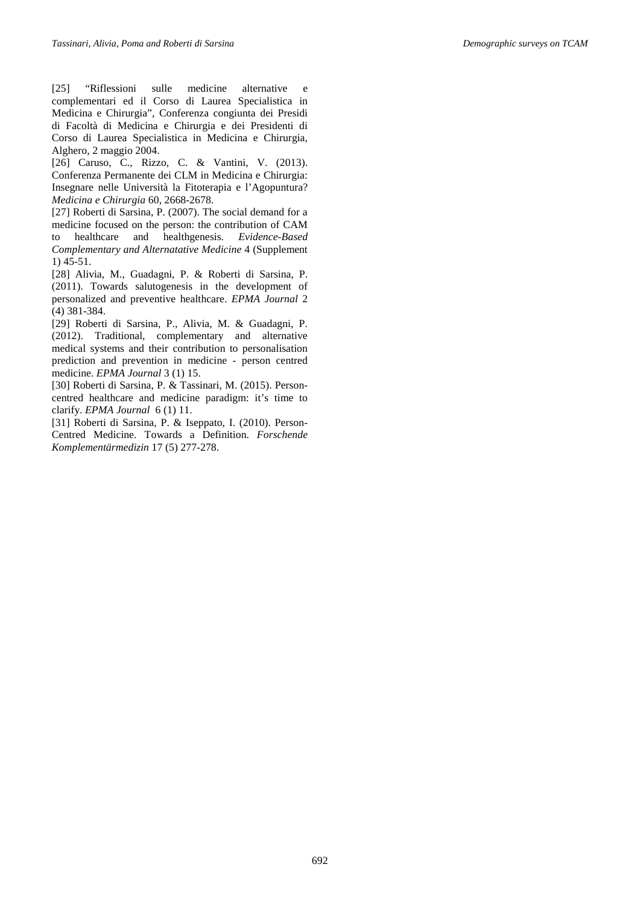[25] "Riflessioni sulle medicine alternative e complementari ed il Corso di Laurea Specialistica in Medicina e Chirurgia", Conferenza congiunta dei Presidi di Facoltà di Medicina e Chirurgia e dei Presidenti di Corso di Laurea Specialistica in Medicina e Chirurgia, Alghero, 2 maggio 2004.

[26] Caruso, C., Rizzo, C. & Vantini, V. (2013). Conferenza Permanente dei CLM in Medicina e Chirurgia: Insegnare nelle Università la Fitoterapia e l'Agopuntura? *Medicina e Chirurgia* 60, 2668-2678.

[27] Roberti di Sarsina, P. (2007). The social demand for a medicine focused on the person: the contribution of CAM to healthcare and healthgenesis. *Evidence-Based Complementary and Alternatative Medicine* 4 (Supplement 1) 45-51.

[28] Alivia, M., Guadagni, P. & Roberti di Sarsina, P. (2011). Towards salutogenesis in the development of personalized and preventive healthcare. *EPMA Journal* 2 (4) 381-384.

[29] Roberti di Sarsina, P., Alivia, M. & Guadagni, P. (2012). Traditional, complementary and alternative medical systems and their contribution to personalisation prediction and prevention in medicine - person centred medicine. *EPMA Journal* 3 (1) 15.

[30] Roberti di Sarsina, P. & Tassinari, M. (2015). Person-centred healthcare and medicine paradigm: it's time to clarify. *EPMA Journal* 6 (1) 11.

[31] Roberti di Sarsina, P. & Iseppato, I. (2010). Person-Centred Medicine. Towards a Definition. *Forschende Komplementärmedizin* 17 (5) 277-278.